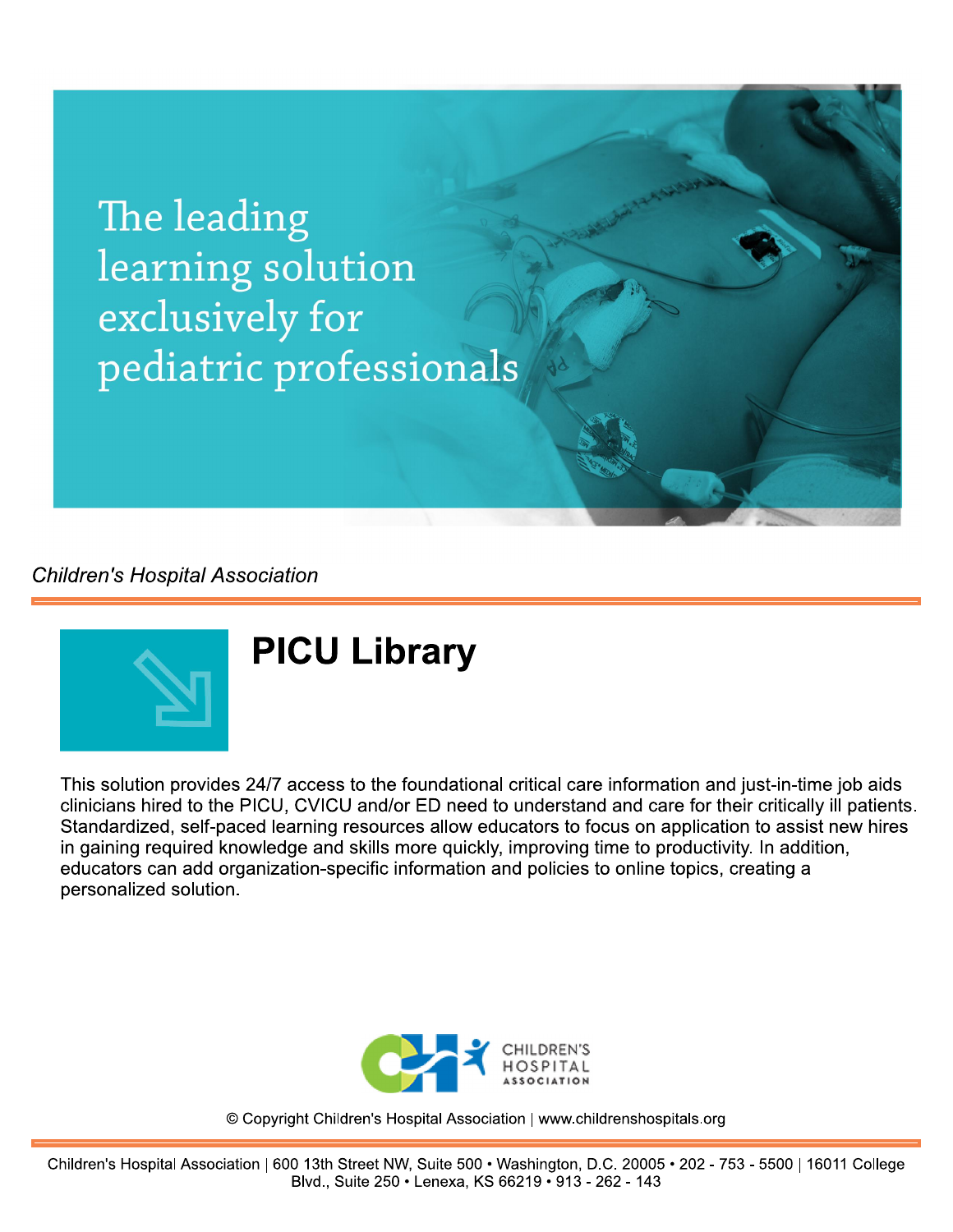The leading learning solution exclusively for pediatric professionals

*Children's Hospital Association*

# PICU Library

This solution provides 24/7 access to the foundational critical care information and just-in-time job aids clinicians hired to the PICU, CVICU and/or ED need to understand and care for their critically ill patients. Standardized, self-paced learning resources allow educators to focus on application to assist new hires in gaining required knowledge and skills more quickly, improving time to productivity. In addition, educators can add organization-specific information and policies to online topics, creating a personalized solution.

© Copyright Children's Hospital Association | www.childrenshospitals.org

Children's Hospital Association | 600 13th Street NW, Suite 500 • Washington, D.C. 20005 • 202 - 753 - 5500 | 16011 College Blvd., Suite 250 • Lenexa, KS 66219 • 913 - 262 - 143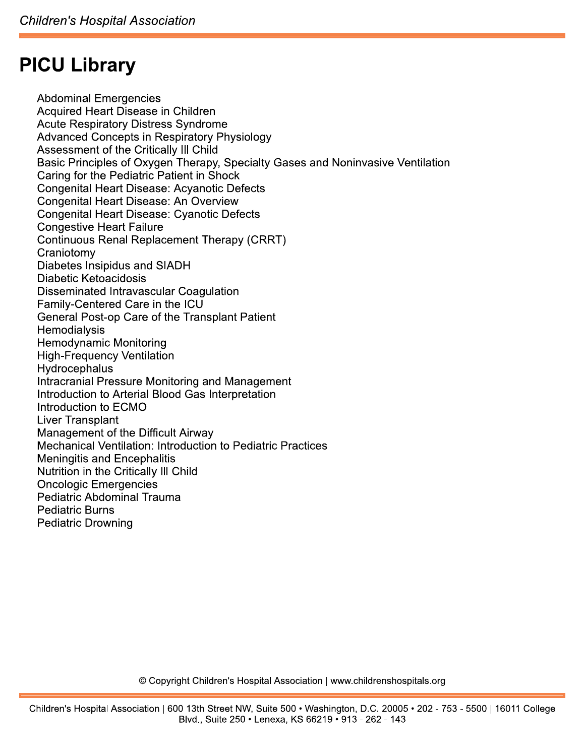# PICU Library

- Abdominal Emergencies
- Acquired Heart Disease in Children
- Acute Respiratory Distress Syndrome
- Advanced Concepts in Respiratory Physiology
- Assessment of the Critically Ill Child
- Basic Principles of Oxygen Therapy, Specialty Gases and Noninvasive Ventilation
- Caring for the Pediatric Patient in Shock
- Congenital Heart Disease: Acyanotic Defects
- Congenital Heart Disease: An Overview
- Congenital Heart Disease: Cyanotic Defects
- Congestive Heart Failure
- Continuous Renal Replacement Therapy (CRRT)
- Craniotomy
- Diabetes Insipidus and SIADH
- Diabetic Ketoacidosis
- Disseminated Intravascular Coagulation
- Family-Centered Care in the ICU
- General Post-op Care of the Transplant Patient
- Hemodialysis
- Hemodynamic Monitoring
- High-Frequency Ventilation
- Hydrocephalus
- Intracranial Pressure Monitoring and Management
- Introduction to Arterial Blood Gas Interpretation
- Introduction to ECMO
- Liver Transplant
- Management of the Difficult Airway
- Mechanical Ventilation: Introduction to Pediatric Practices
- Meningitis and Encephalitis
- Nutrition in the Critically Ill Child
- Oncologic Emergencies
- Pediatric Abdominal Trauma
- Pediatric Burns
- Pediatric Drowning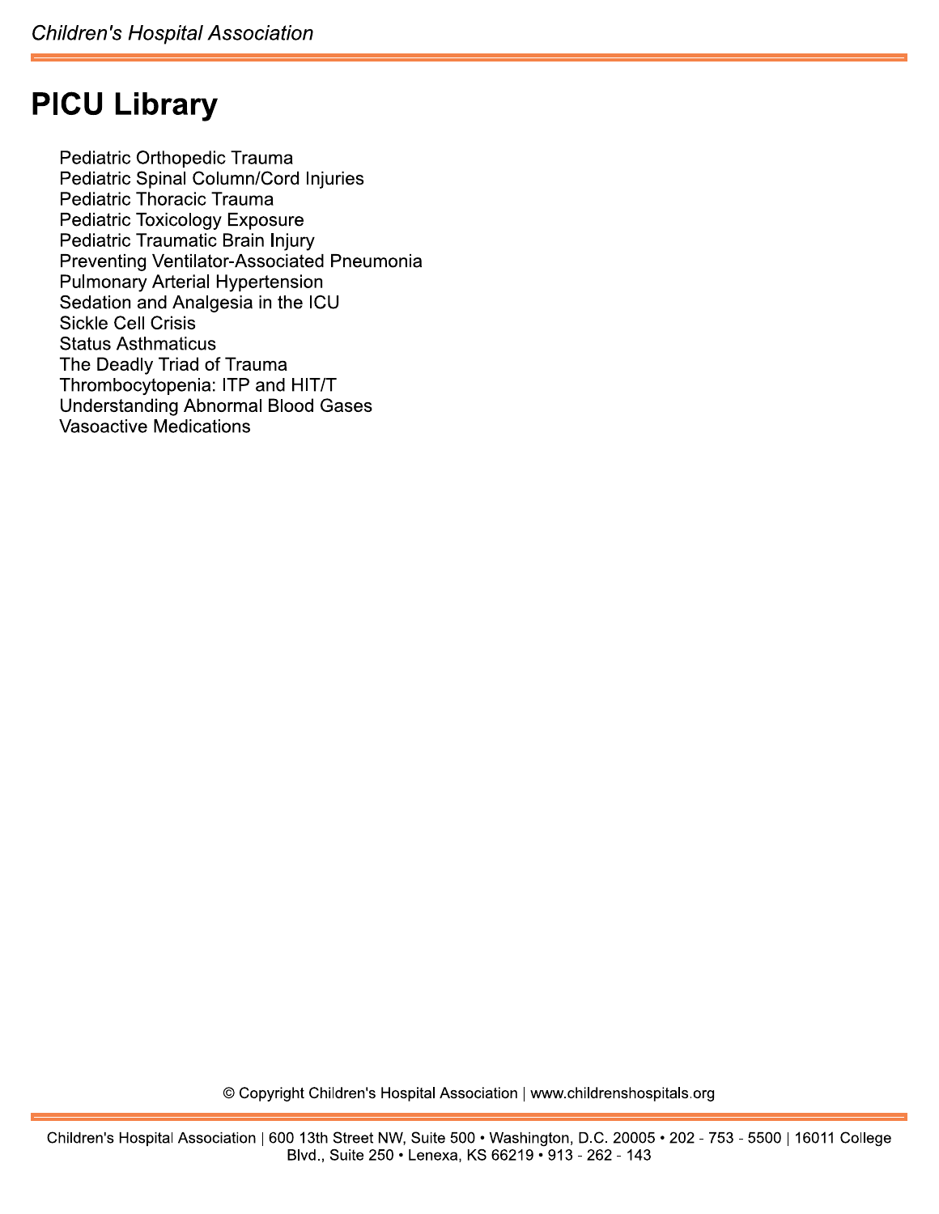# PICU Library

- Pediatric Orthopedic Trauma
- Pediatric Spinal Column/Cord Injuries
- Pediatric Thoracic Trauma
- Pediatric Toxicology Exposure
- Pediatric Traumatic Brain Injury
- Preventing Ventilator-Associated Pneumonia
- Pulmonary Arterial Hypertension
- Sedation and Analgesia in the ICU
- Sickle Cell Crisis
- Status Asthmaticus
- The Deadly Triad of Trauma
- Thrombocytopenia: ITP and HIT/T
- Understanding Abnormal Blood Gases
- Vasoactive Medications